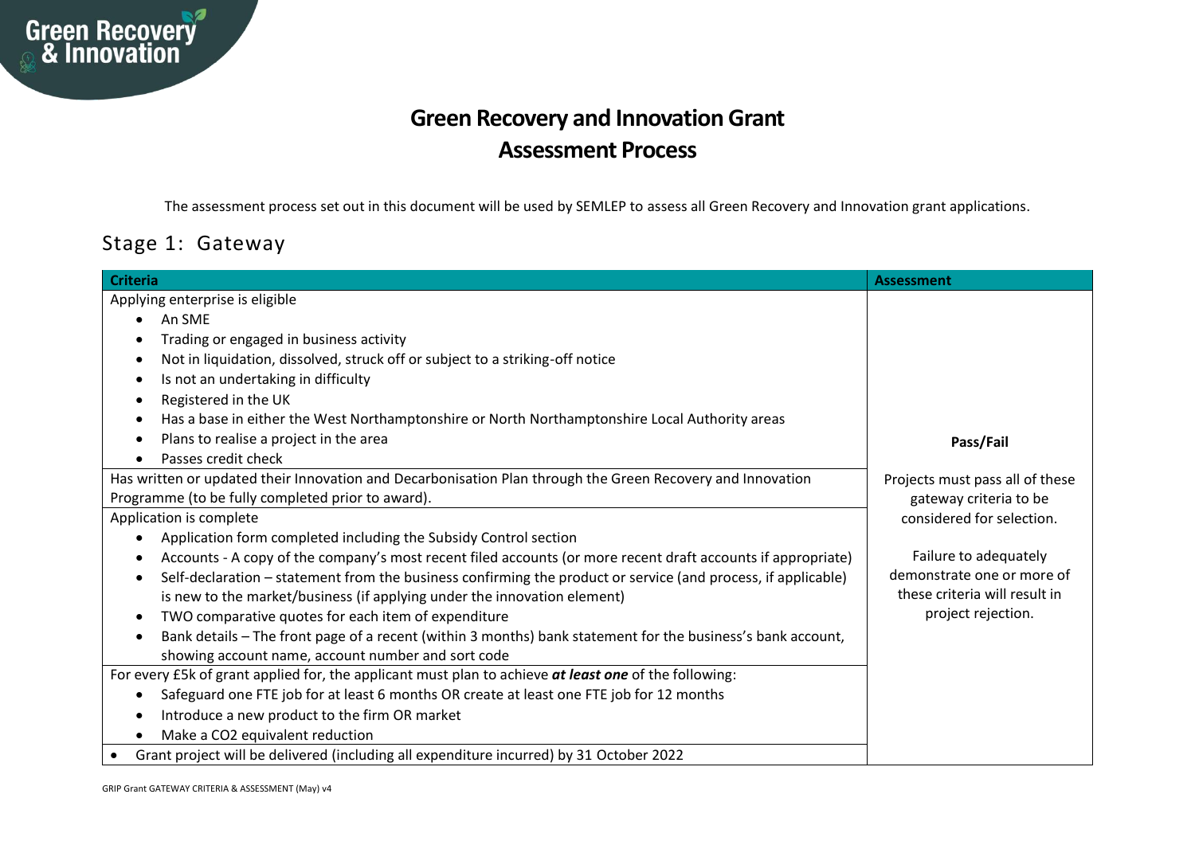# Green Recovery and Innovation Grant
# Assessment Process

The assessment process set out in this document will be used by SEMLEP to assess all Green Recovery and Innovation grant applications.

## Stage 1: Gateway

| Criteria | Assessment |
| --- | --- |
| Applying enterprise is eligible<br>• An SME<br>• Trading or engaged in business activity<br>• Not in liquidation, dissolved, struck off or subject to a striking-off notice<br>• Is not an undertaking in difficulty<br>• Registered in the UK<br>• Has a base in either the West Northamptonshire or North Northamptonshire Local Authority areas<br>• Plans to realise a project in the area<br>• Passes credit check | **Pass/Fail**<br><br>Projects must pass all of these gateway criteria to be considered for selection.<br><br>Failure to adequately demonstrate one or more of these criteria will result in project rejection. |
| Has written or updated their Innovation and Decarbonisation Plan through the Green Recovery and Innovation Programme (to be fully completed prior to award). | |
| Application is complete<br>• Application form completed including the Subsidy Control section<br>• Accounts - A copy of the company's most recent filed accounts (or more recent draft accounts if appropriate)<br>• Self-declaration – statement from the business confirming the product or service (and process, if applicable) is new to the market/business (if applying under the innovation element)<br>• TWO comparative quotes for each item of expenditure<br>• Bank details – The front page of a recent (within 3 months) bank statement for the business's bank account, showing account name, account number and sort code | |
| For every £5k of grant applied for, the applicant must plan to achieve ***at least one*** of the following:<br>• Safeguard one FTE job for at least 6 months OR create at least one FTE job for 12 months<br>• Introduce a new product to the firm OR market<br>• Make a $CO_2$ equivalent reduction | |
| • Grant project will be delivered (including all expenditure incurred) by 31 October 2022 | |

GRIP Grant GATEWAY CRITERIA & ASSESSMENT (May) v4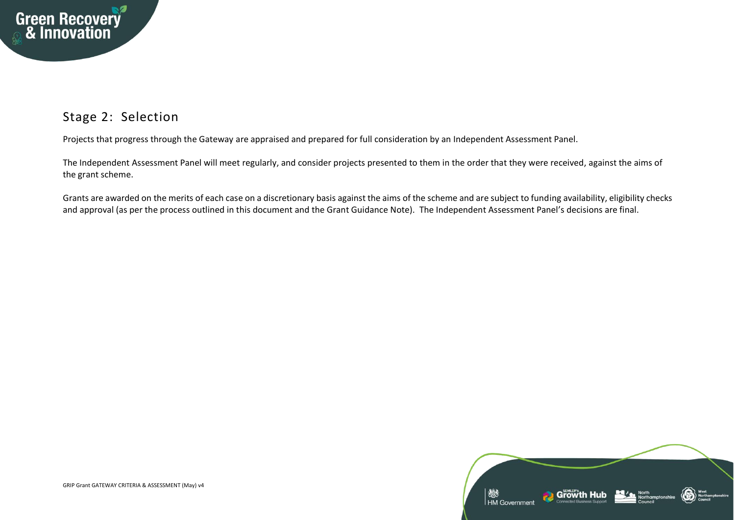## Stage 2: Selection

Projects that progress through the Gateway are appraised and prepared for full consideration by an Independent Assessment Panel.

The Independent Assessment Panel will meet regularly, and consider projects presented to them in the order that they were received, against the aims of the grant scheme.

Grants are awarded on the merits of each case on a discretionary basis against the aims of the scheme and are subject to funding availability, eligibility checks and approval (as per the process outlined in this document and the Grant Guidance Note). The Independent Assessment Panel's decisions are final.